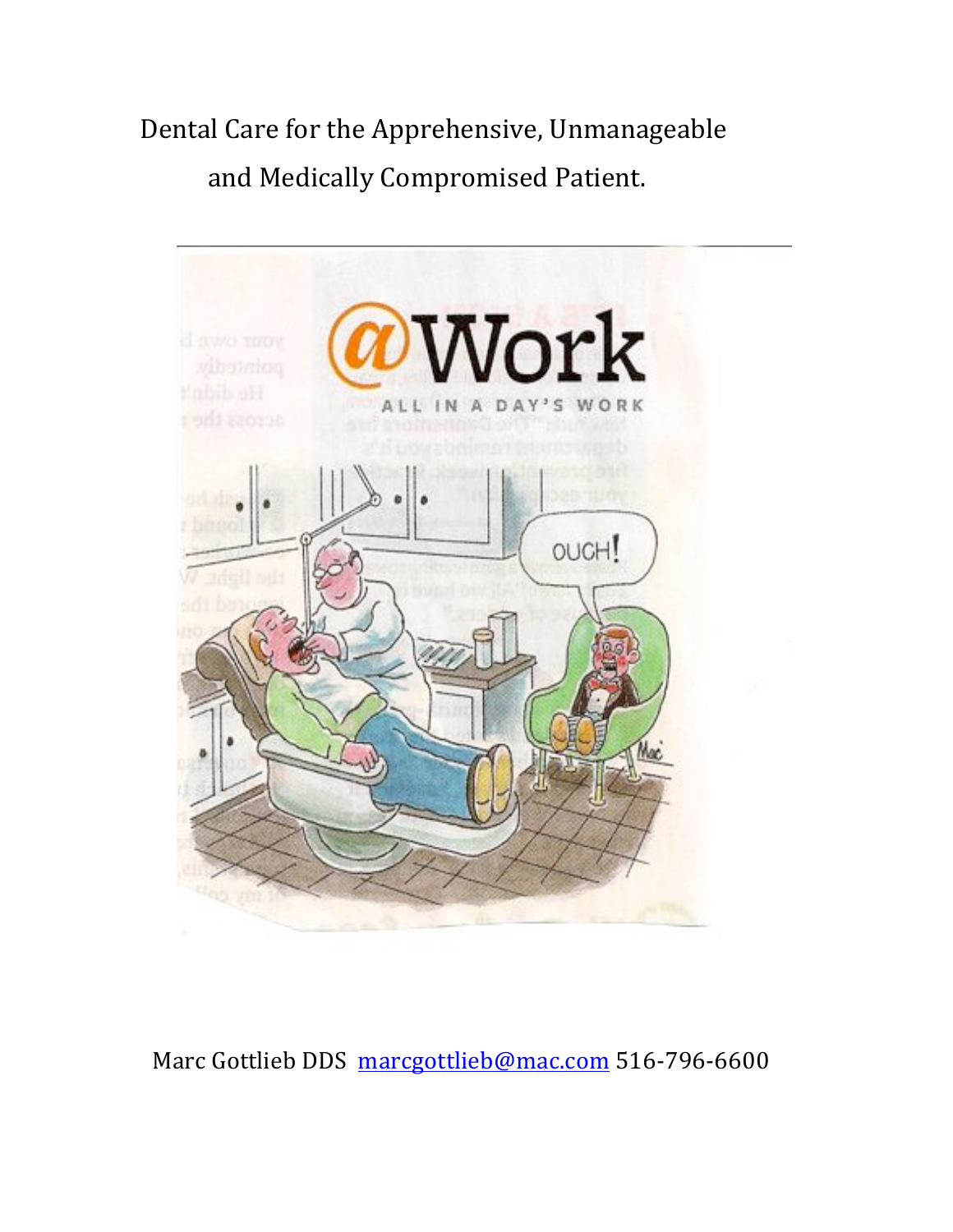# Dental Care for the Apprehensive, Unmanageable and Medically Compromised Patient.

Marc Gottlieb DDS marcgottlieb@mac.com 516-796-6600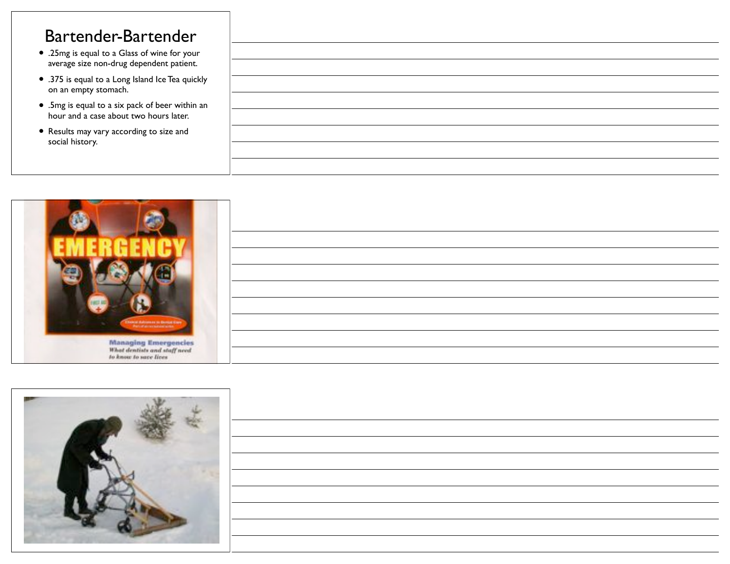# Bartender-Bartender

- .25mg is equal to a Glass of wine for your average size non-drug dependent patient.
- .375 is equal to a Long Island Ice Tea quickly on an empty stomach.
- .5mg is equal to a six pack of beer within an hour and a case about two hours later.
- Results may vary according to size and social history.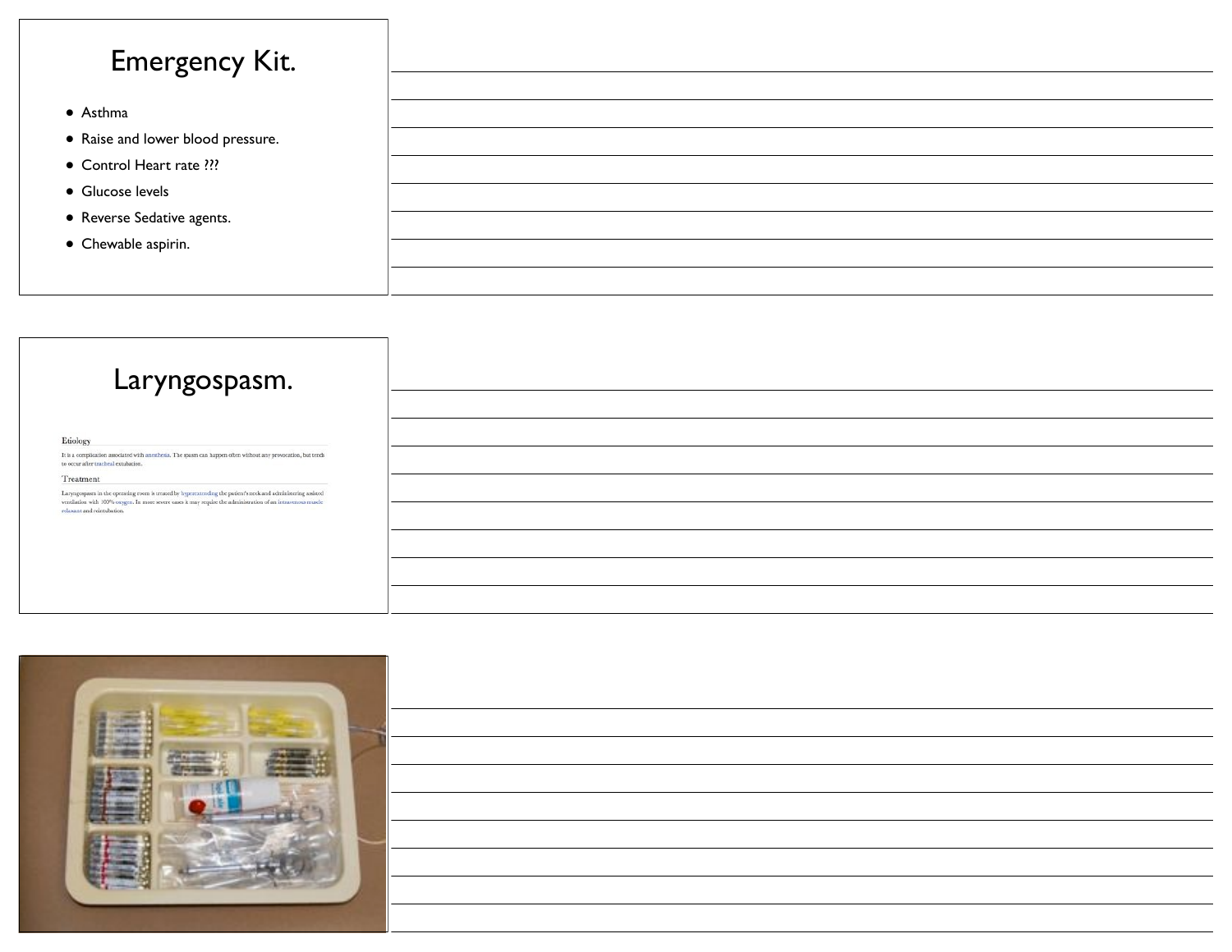# Emergency Kit.

- Asthma
- Raise and lower blood pressure.
- Control Heart rate ???
- Glucose levels
- Reverse Sedative agents.
- Chewable aspirin.

# Laryngospasm.

### Etiology

It is a complication associated with anesthesia. The spasm can happen often without any provocation, but tends to occur after tracheal extubation.

### Treatment

Laryngospasm in the operating room is treated by hyperextending the patient's neck and administering assisted ventilation with 100% oxygen. In more severe cases it may require the administration of an intravenous muscle relaxant and reintubation.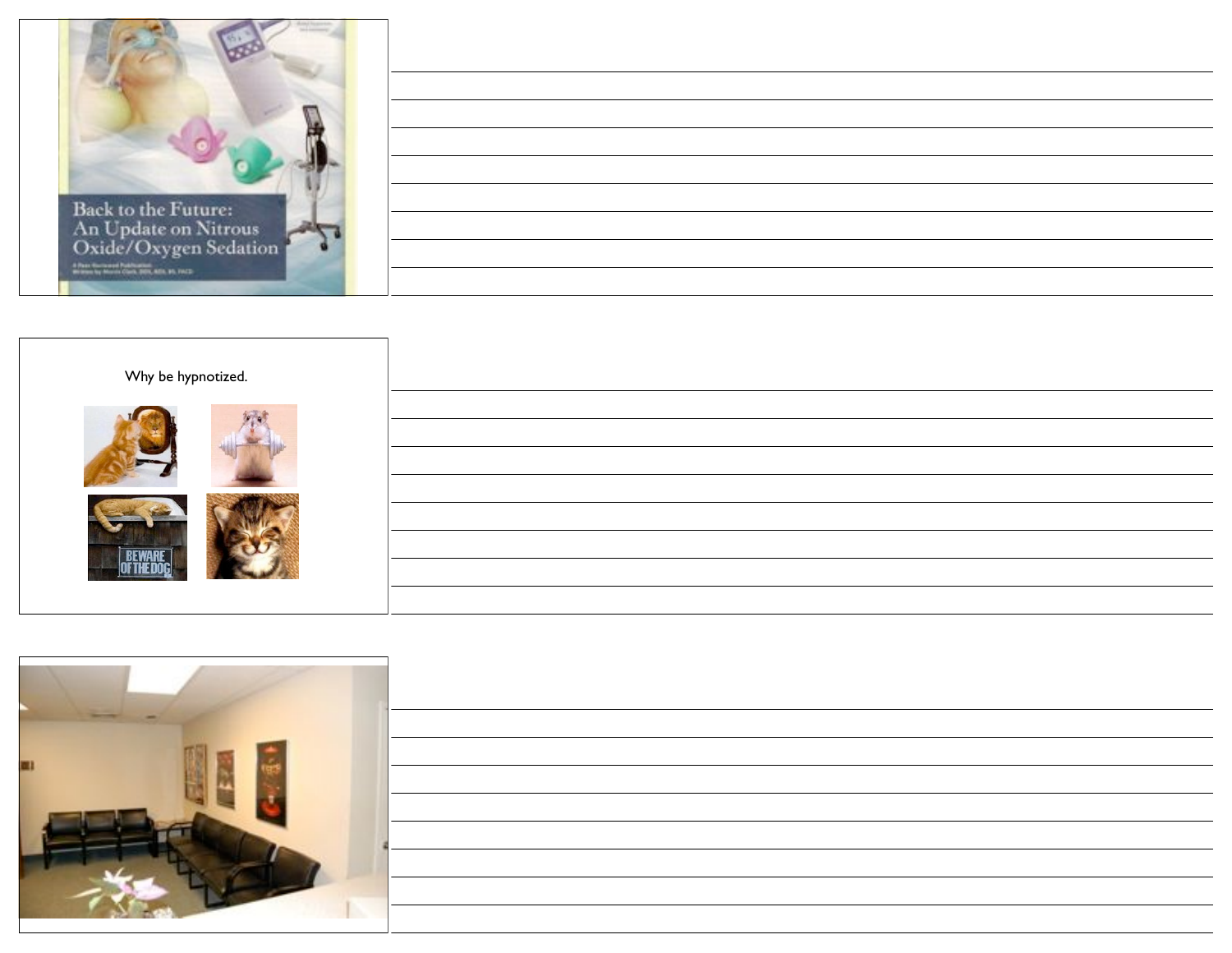Back to the Future:
An Update on Nitrous Oxide/Oxygen Sedation

Why be hypnotized.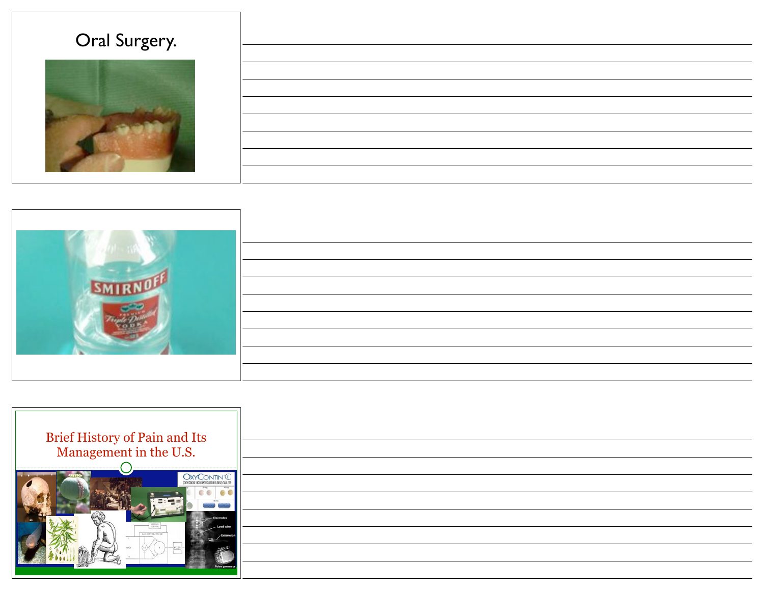Oral Surgery.

Brief History of Pain and Its Management in the U.S.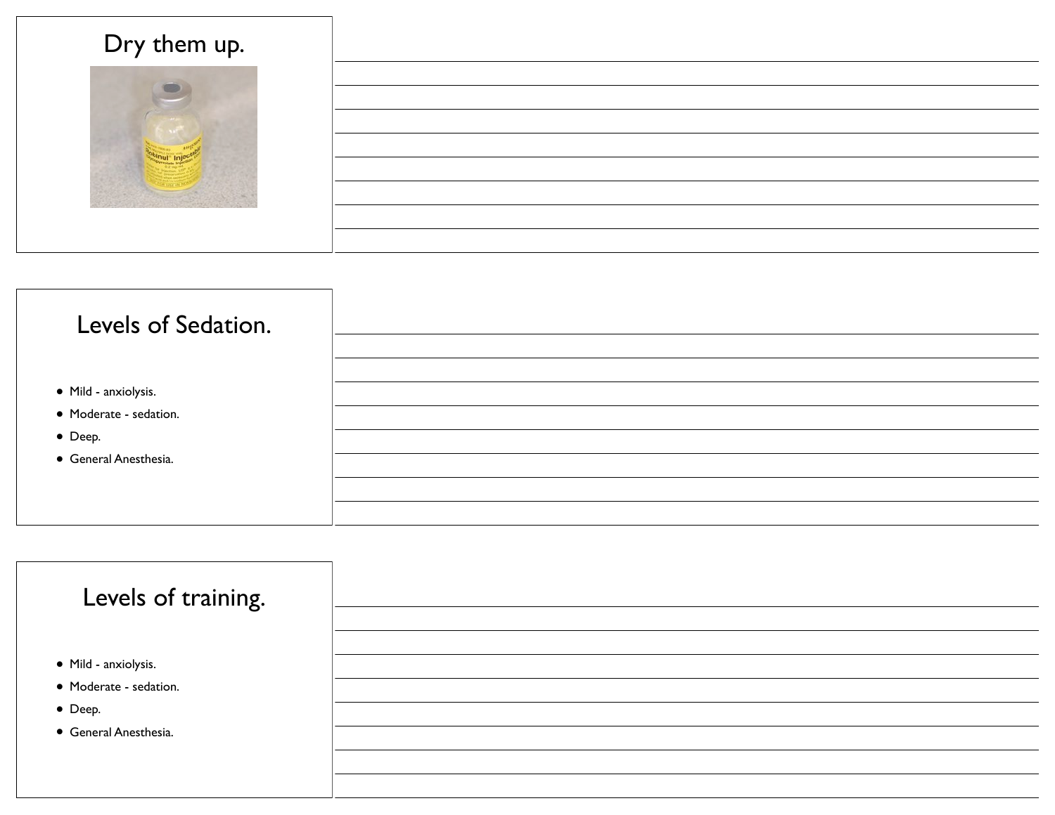## Dry them up.

## Levels of Sedation.

- Mild - anxiolysis.
- Moderate - sedation.
- Deep.
- General Anesthesia.

## Levels of training.

- Mild - anxiolysis.
- Moderate - sedation.
- Deep.
- General Anesthesia.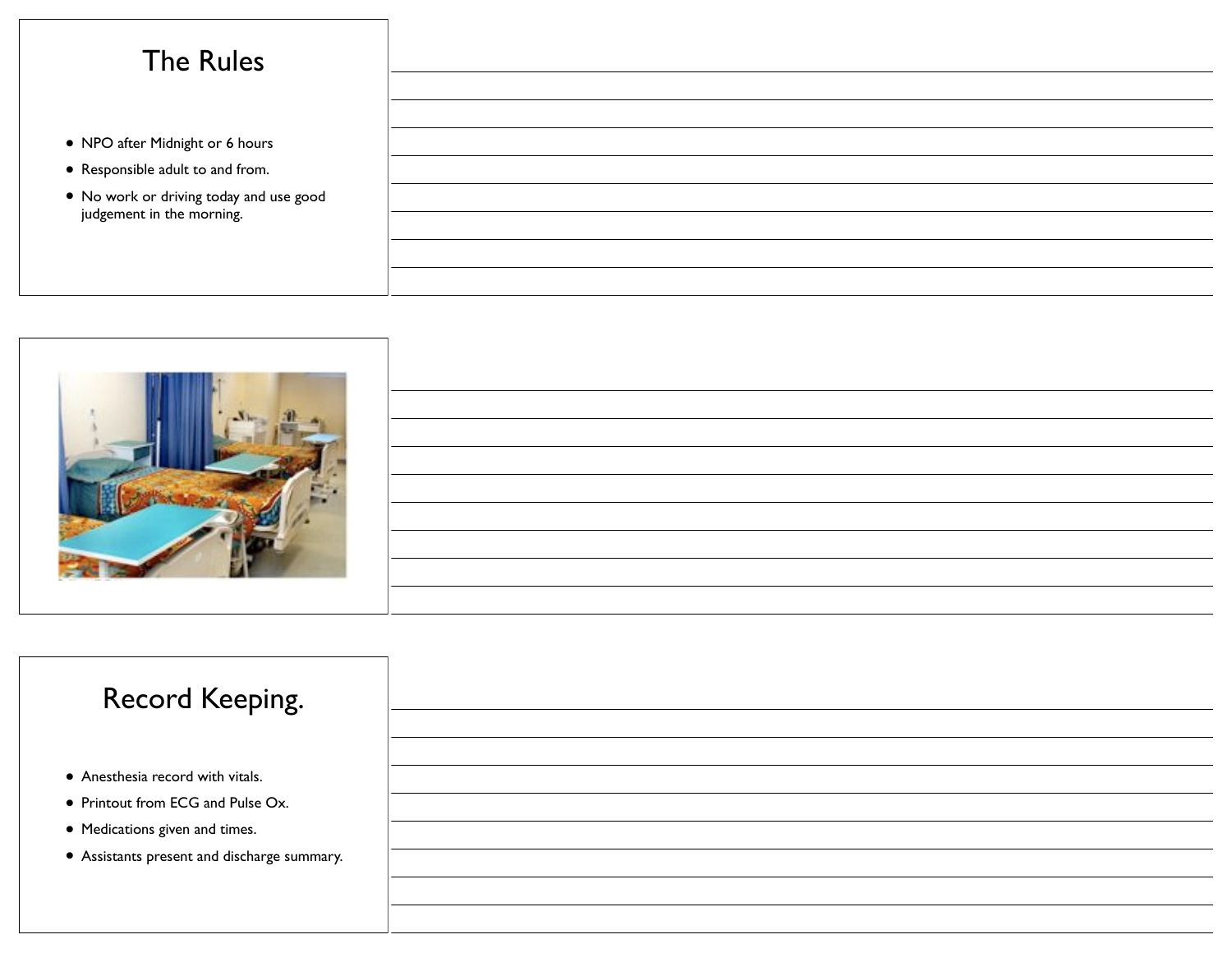## The Rules

- NPO after Midnight or 6 hours
- Responsible adult to and from.
- No work or driving today and use good judgement in the morning.

## Record Keeping.

- Anesthesia record with vitals.
- Printout from ECG and Pulse Ox.
- Medications given and times.
- Assistants present and discharge summary.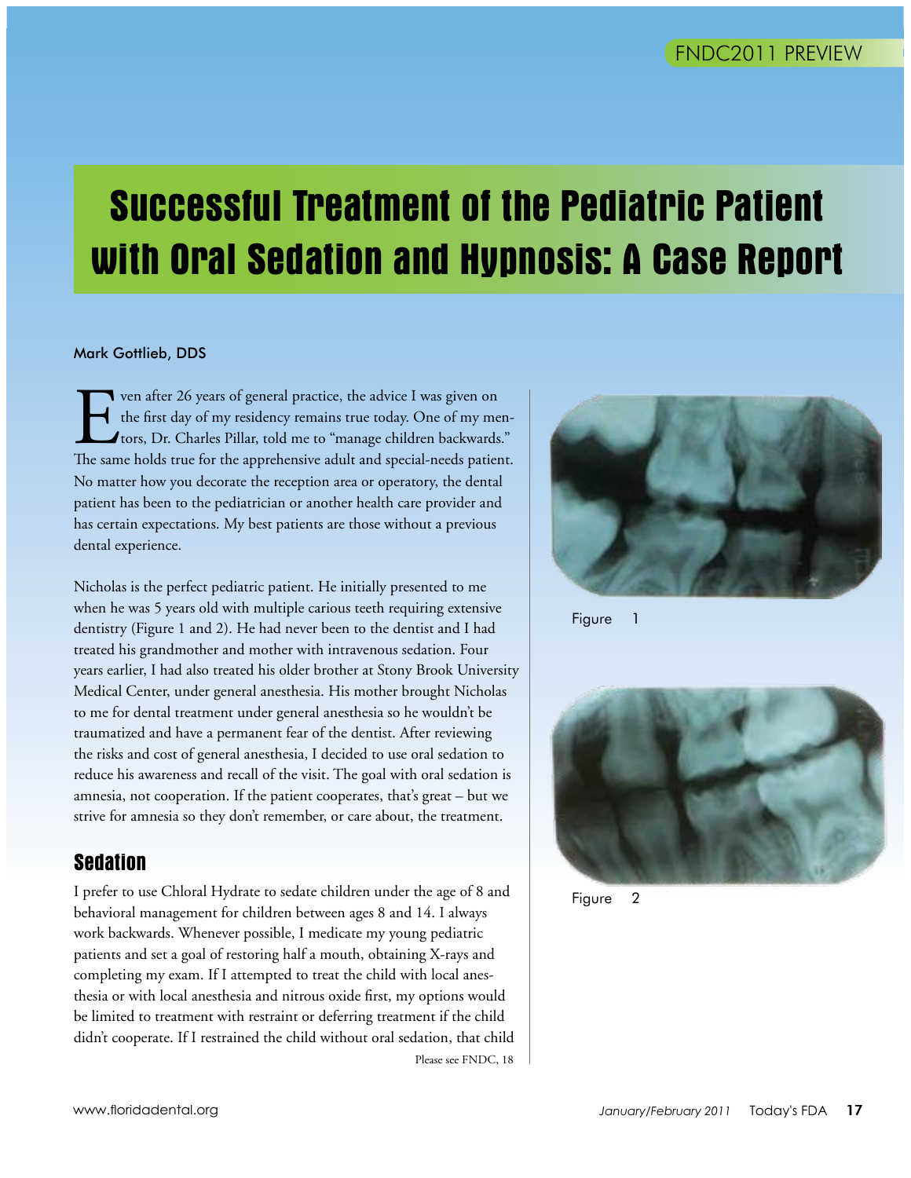# Successful Treatment of the Pediatric Patient with Oral Sedation and Hypnosis: A Case Report

Mark Gottlieb, DDS

Even after 26 years of general practice, the advice I was given on the first day of my residency remains true today. One of my mentors, Dr. Charles Pillar, told me to "manage children backwards." The same holds true for the apprehensive adult and special-needs patient. No matter how you decorate the reception area or operatory, the dental patient has been to the pediatrician or another health care provider and has certain expectations. My best patients are those without a previous dental experience.

Nicholas is the perfect pediatric patient. He initially presented to me when he was 5 years old with multiple carious teeth requiring extensive dentistry (Figure 1 and 2). He had never been to the dentist and I had treated his grandmother and mother with intravenous sedation. Four years earlier, I had also treated his older brother at Stony Brook University Medical Center, under general anesthesia. His mother brought Nicholas to me for dental treatment under general anesthesia so he wouldn't be traumatized and have a permanent fear of the dentist. After reviewing the risks and cost of general anesthesia, I decided to use oral sedation to reduce his awareness and recall of the visit. The goal with oral sedation is amnesia, not cooperation. If the patient cooperates, that's great – but we strive for amnesia so they don't remember, or care about, the treatment.

## Sedation

I prefer to use Chloral Hydrate to sedate children under the age of 8 and behavioral management for children between ages 8 and 14. I always work backwards. Whenever possible, I medicate my young pediatric patients and set a goal of restoring half a mouth, obtaining X-rays and completing my exam. If I attempted to treat the child with local anesthesia or with local anesthesia and nitrous oxide first, my options would be limited to treatment with restraint or deferring treatment if the child didn't cooperate. If I restrained the child without oral sedation, that child

Please see FNDC, 18

Figure 1

Figure 2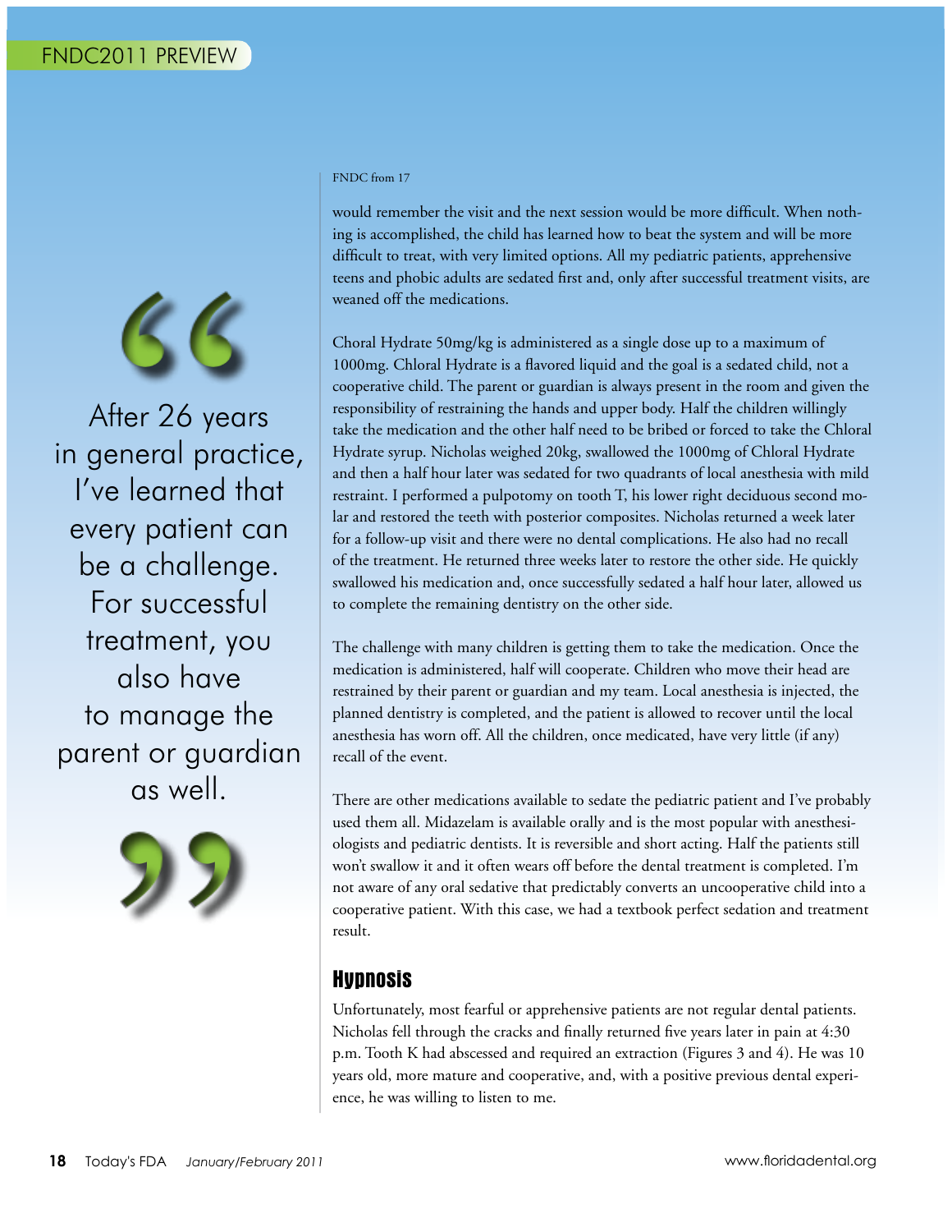FNDC from 17

would remember the visit and the next session would be more difficult. When nothing is accomplished, the child has learned how to beat the system and will be more difficult to treat, with very limited options. All my pediatric patients, apprehensive teens and phobic adults are sedated first and, only after successful treatment visits, are weaned off the medications.

> After 26 years in general practice, I've learned that every patient can be a challenge. For successful treatment, you also have to manage the parent or guardian as well.

Choral Hydrate 50mg/kg is administered as a single dose up to a maximum of 1000mg. Chloral Hydrate is a flavored liquid and the goal is a sedated child, not a cooperative child. The parent or guardian is always present in the room and given the responsibility of restraining the hands and upper body. Half the children willingly take the medication and the other half need to be bribed or forced to take the Chloral Hydrate syrup. Nicholas weighed 20kg, swallowed the 1000mg of Chloral Hydrate and then a half hour later was sedated for two quadrants of local anesthesia with mild restraint. I performed a pulpotomy on tooth T, his lower right deciduous second molar and restored the teeth with posterior composites. Nicholas returned a week later for a follow-up visit and there were no dental complications. He also had no recall of the treatment. He returned three weeks later to restore the other side. He quickly swallowed his medication and, once successfully sedated a half hour later, allowed us to complete the remaining dentistry on the other side.

The challenge with many children is getting them to take the medication. Once the medication is administered, half will cooperate. Children who move their head are restrained by their parent or guardian and my team. Local anesthesia is injected, the planned dentistry is completed, and the patient is allowed to recover until the local anesthesia has worn off. All the children, once medicated, have very little (if any) recall of the event.

There are other medications available to sedate the pediatric patient and I've probably used them all. Midazelam is available orally and is the most popular with anesthesiologists and pediatric dentists. It is reversible and short acting. Half the patients still won't swallow it and it often wears off before the dental treatment is completed. I'm not aware of any oral sedative that predictably converts an uncooperative child into a cooperative patient. With this case, we had a textbook perfect sedation and treatment result.

## Hypnosis

Unfortunately, most fearful or apprehensive patients are not regular dental patients. Nicholas fell through the cracks and finally returned five years later in pain at 4:30 p.m. Tooth K had abscessed and required an extraction (Figures 3 and 4). He was 10 years old, more mature and cooperative, and, with a positive previous dental experience, he was willing to listen to me.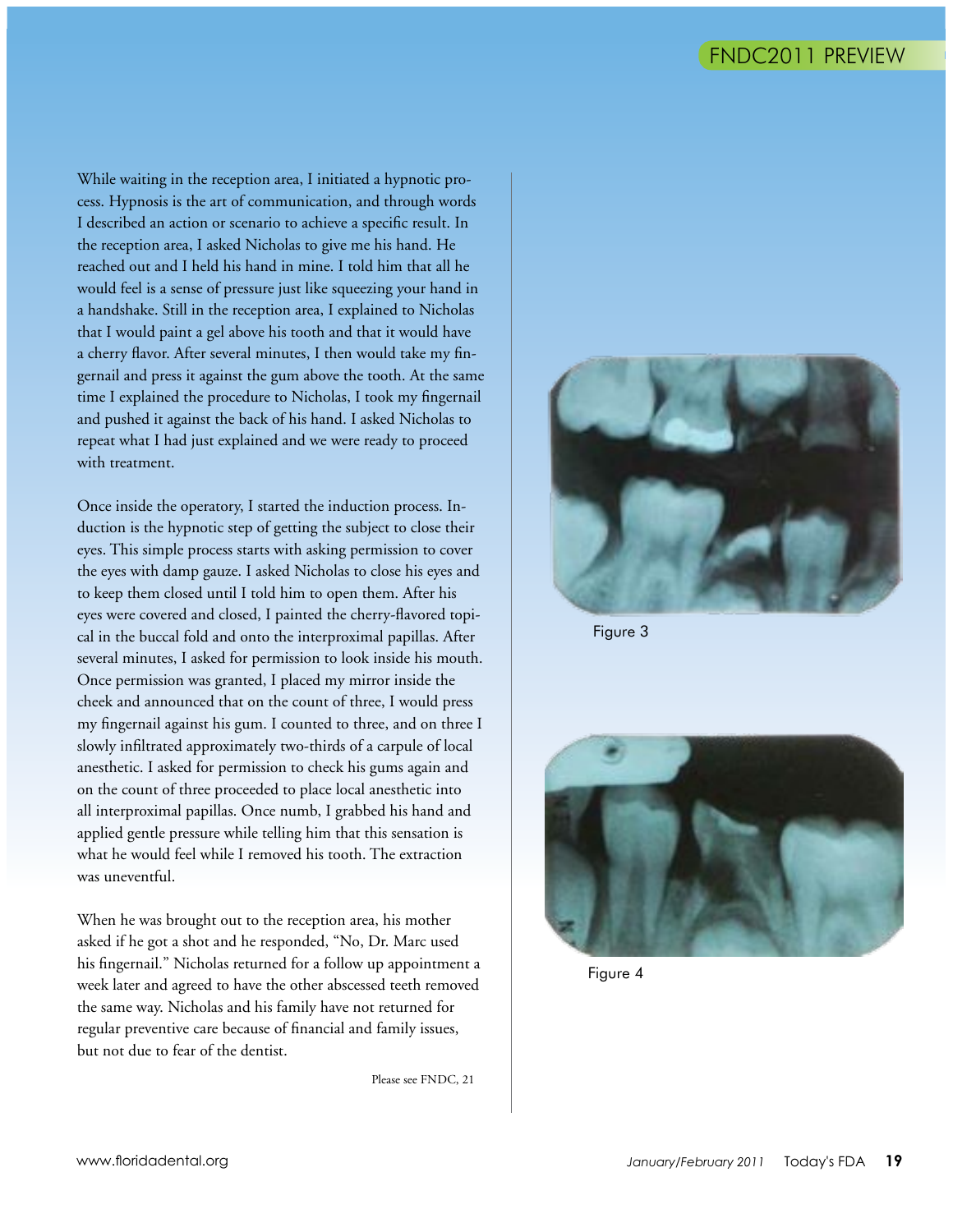While waiting in the reception area, I initiated a hypnotic process. Hypnosis is the art of communication, and through words I described an action or scenario to achieve a specific result. In the reception area, I asked Nicholas to give me his hand. He reached out and I held his hand in mine. I told him that all he would feel is a sense of pressure just like squeezing your hand in a handshake. Still in the reception area, I explained to Nicholas that I would paint a gel above his tooth and that it would have a cherry flavor. After several minutes, I then would take my fingernail and press it against the gum above the tooth. At the same time I explained the procedure to Nicholas, I took my fingernail and pushed it against the back of his hand. I asked Nicholas to repeat what I had just explained and we were ready to proceed with treatment.

Once inside the operatory, I started the induction process. Induction is the hypnotic step of getting the subject to close their eyes. This simple process starts with asking permission to cover the eyes with damp gauze. I asked Nicholas to close his eyes and to keep them closed until I told him to open them. After his eyes were covered and closed, I painted the cherry-flavored topical in the buccal fold and onto the interproximal papillas. After several minutes, I asked for permission to look inside his mouth. Once permission was granted, I placed my mirror inside the cheek and announced that on the count of three, I would press my fingernail against his gum. I counted to three, and on three I slowly infiltrated approximately two-thirds of a carpule of local anesthetic. I asked for permission to check his gums again and on the count of three proceeded to place local anesthetic into all interproximal papillas. Once numb, I grabbed his hand and applied gentle pressure while telling him that this sensation is what he would feel while I removed his tooth. The extraction was uneventful.

When he was brought out to the reception area, his mother asked if he got a shot and he responded, "No, Dr. Marc used his fingernail." Nicholas returned for a follow up appointment a week later and agreed to have the other abscessed teeth removed the same way. Nicholas and his family have not returned for regular preventive care because of financial and family issues, but not due to fear of the dentist.

Please see FNDC, 21

Figure 3

Figure 4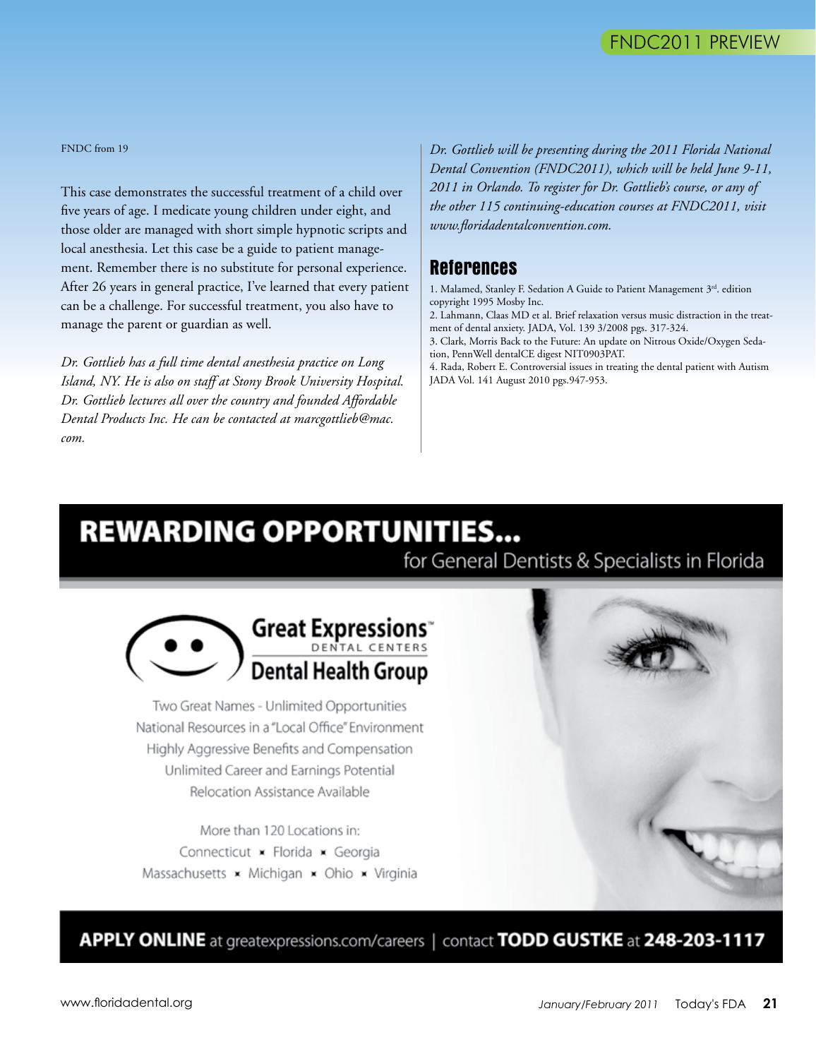FNDC from 19

This case demonstrates the successful treatment of a child over five years of age. I medicate young children under eight, and those older are managed with short simple hypnotic scripts and local anesthesia. Let this case be a guide to patient management. Remember there is no substitute for personal experience. After 26 years in general practice, I've learned that every patient can be a challenge. For successful treatment, you also have to manage the parent or guardian as well.

*Dr. Gottlieb has a full time dental anesthesia practice on Long Island, NY. He is also on staff at Stony Brook University Hospital. Dr. Gottlieb lectures all over the country and founded Affordable Dental Products Inc. He can be contacted at marcgottlieb@mac.com.*

*Dr. Gottlieb will be presenting during the 2011 Florida National Dental Convention (FNDC2011), which will be held June 9-11, 2011 in Orlando. To register for Dr. Gottlieb's course, or any of the other 115 continuing-education courses at FNDC2011, visit www.floridadentalconvention.com.*

## References

1. Malamed, Stanley F. Sedation A Guide to Patient Management 3rd. edition copyright 1995 Mosby Inc.
2. Lahmann, Claas MD et al. Brief relaxation versus music distraction in the treatment of dental anxiety. JADA, Vol. 139 3/2008 pgs. 317-324.
3. Clark, Morris Back to the Future: An update on Nitrous Oxide/Oxygen Sedation, PennWell dentalCE digest NIT0903PAT.
4. Rada, Robert E. Controversial issues in treating the dental patient with Autism JADA Vol. 141 August 2010 pgs.947-953.

# REWARDING OPPORTUNITIES...

for General Dentists & Specialists in Florida

**Great Expressions™ DENTAL CENTERS**

**Dental Health Group**

Two Great Names - Unlimited Opportunities
National Resources in a "Local Office" Environment
Highly Aggressive Benefits and Compensation
Unlimited Career and Earnings Potential
Relocation Assistance Available

More than 120 Locations in:
Connecticut ✶ Florida ✶ Georgia
Massachusetts ✶ Michigan ✶ Ohio ✶ Virginia

**APPLY ONLINE** at greatexpressions.com/careers | contact **TODD GUSTKE** at **248-203-1117**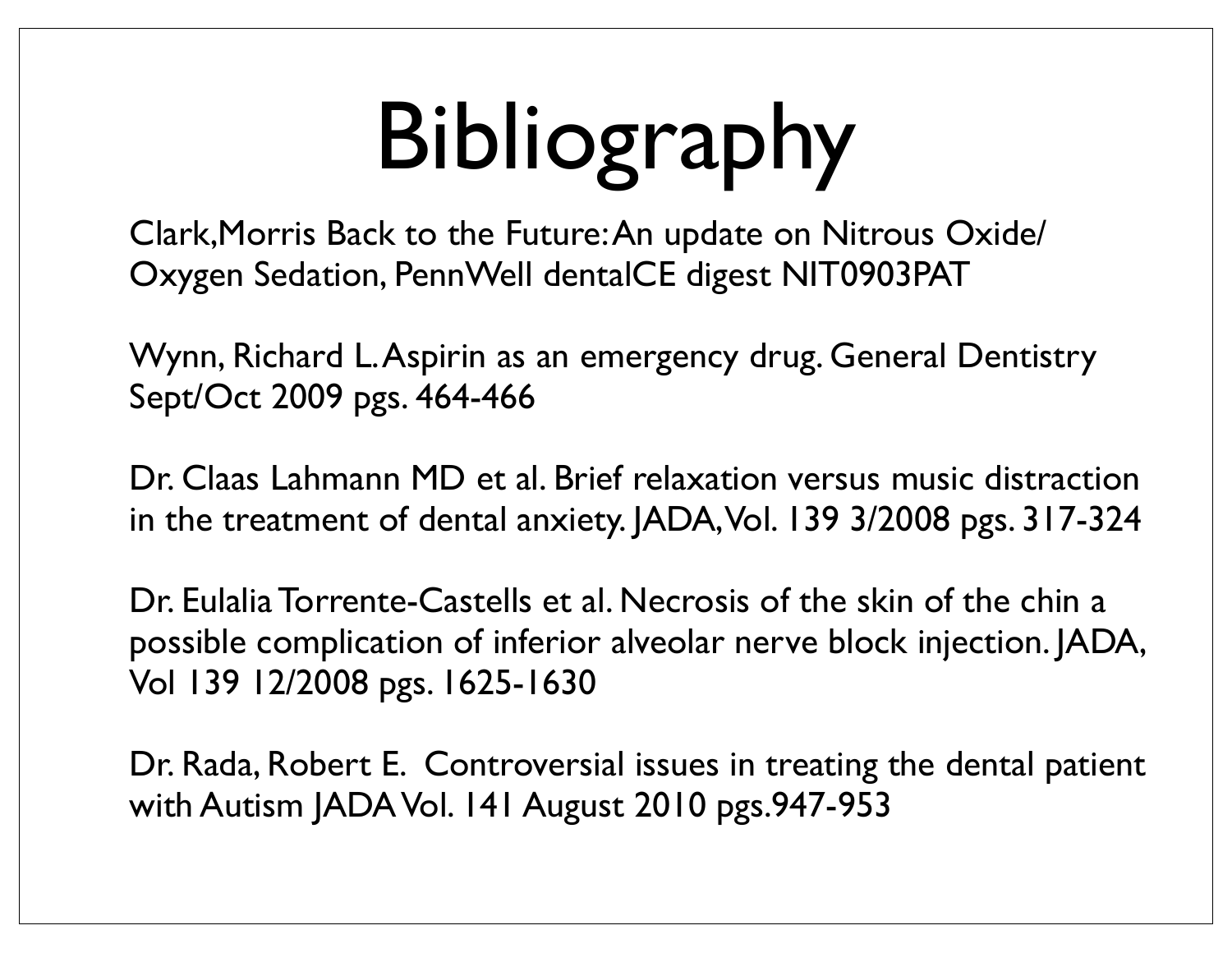# Bibliography

Clark,Morris Back to the Future: An update on Nitrous Oxide/ Oxygen Sedation, PennWell dentalCE digest NIT0903PAT

Wynn, Richard L. Aspirin as an emergency drug. General Dentistry Sept/Oct 2009 pgs. 464-466

Dr. Claas Lahmann MD et al. Brief relaxation versus music distraction in the treatment of dental anxiety. JADA, Vol. 139 3/2008 pgs. 317-324

Dr. Eulalia Torrente-Castells et al. Necrosis of the skin of the chin a possible complication of inferior alveolar nerve block injection. JADA, Vol 139 12/2008 pgs. 1625-1630

Dr. Rada, Robert E. Controversial issues in treating the dental patient with Autism JADA Vol. 141 August 2010 pgs.947-953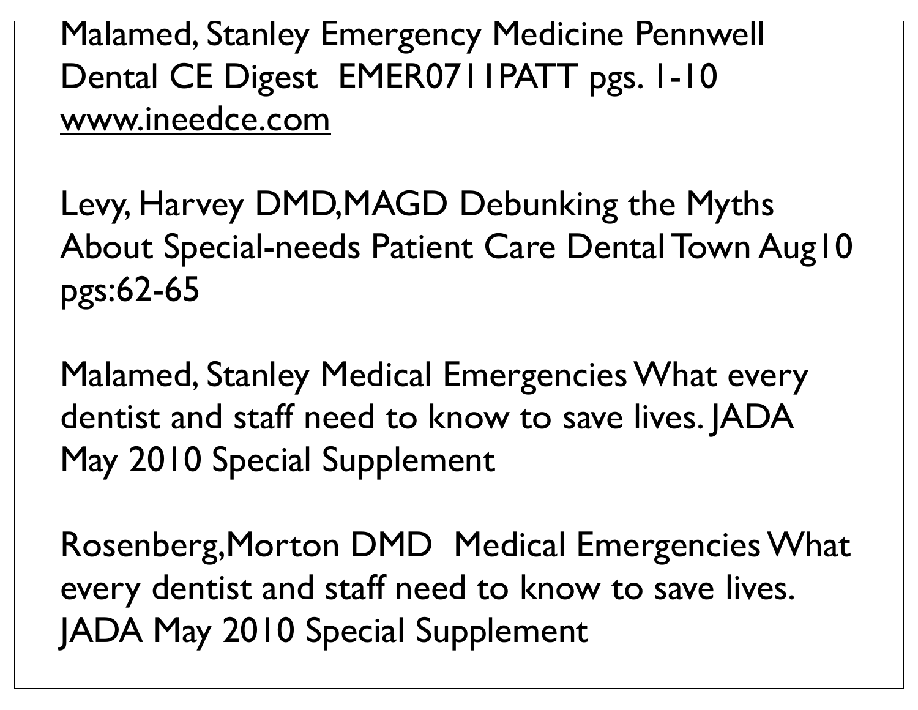Malamed, Stanley Emergency Medicine Pennwell Dental CE Digest  EMER0711PATT pgs. 1-10 www.ineedce.com

Levy, Harvey DMD,MAGD Debunking the Myths About Special-needs Patient Care Dental Town Aug10 pgs:62-65

Malamed, Stanley Medical Emergencies What every dentist and staff need to know to save lives. JADA May 2010 Special Supplement

Rosenberg,Morton DMD  Medical Emergencies What every dentist and staff need to know to save lives. JADA May 2010 Special Supplement